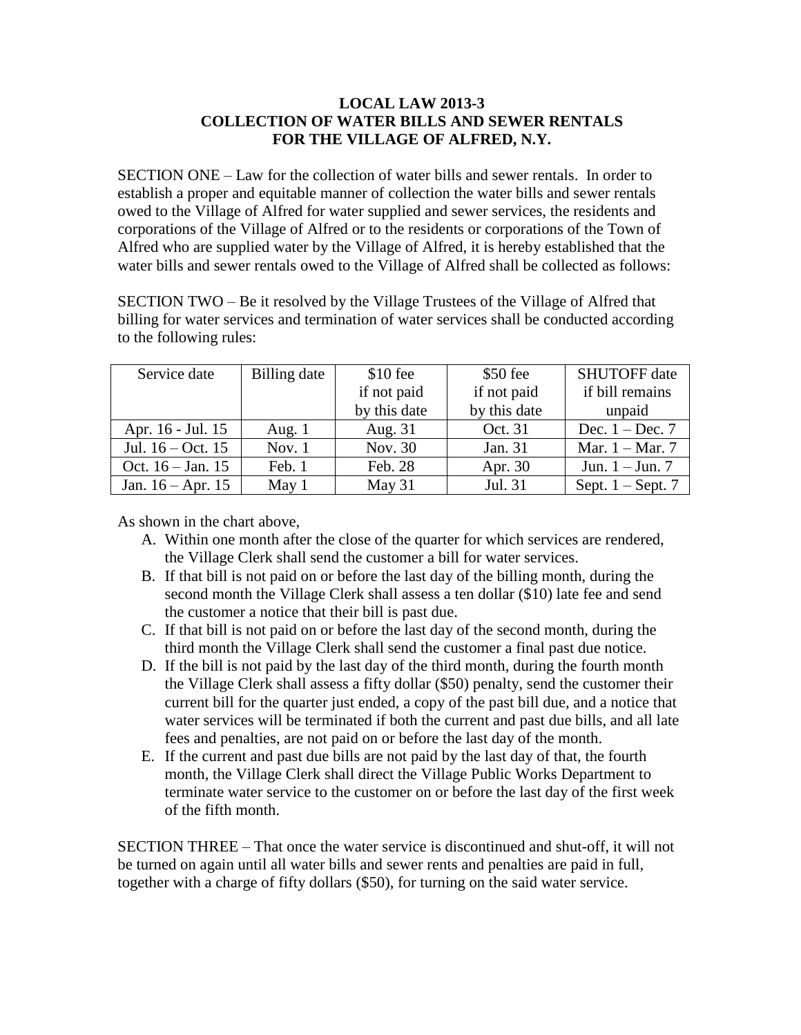**LOCAL LAW 2013-3**
**COLLECTION OF WATER BILLS AND SEWER RENTALS**
**FOR THE VILLAGE OF ALFRED, N.Y.**

SECTION ONE – Law for the collection of water bills and sewer rentals. In order to establish a proper and equitable manner of collection the water bills and sewer rentals owed to the Village of Alfred for water supplied and sewer services, the residents and corporations of the Village of Alfred or to the residents or corporations of the Town of Alfred who are supplied water by the Village of Alfred, it is hereby established that the water bills and sewer rentals owed to the Village of Alfred shall be collected as follows:

SECTION TWO – Be it resolved by the Village Trustees of the Village of Alfred that billing for water services and termination of water services shall be conducted according to the following rules:

| Service date | Billing date | $10 fee if not paid by this date | $50 fee if not paid by this date | SHUTOFF date if bill remains unpaid |
|---|---|---|---|---|
| Apr. 16 - Jul. 15 | Aug. 1 | Aug. 31 | Oct. 31 | Dec. 1 – Dec. 7 |
| Jul. 16 – Oct. 15 | Nov. 1 | Nov. 30 | Jan. 31 | Mar. 1 – Mar. 7 |
| Oct. 16 – Jan. 15 | Feb. 1 | Feb. 28 | Apr. 30 | Jun. 1 – Jun. 7 |
| Jan. 16 – Apr. 15 | May 1 | May 31 | Jul. 31 | Sept. 1 – Sept. 7 |

As shown in the chart above,

A. Within one month after the close of the quarter for which services are rendered, the Village Clerk shall send the customer a bill for water services.
B. If that bill is not paid on or before the last day of the billing month, during the second month the Village Clerk shall assess a ten dollar ($10) late fee and send the customer a notice that their bill is past due.
C. If that bill is not paid on or before the last day of the second month, during the third month the Village Clerk shall send the customer a final past due notice.
D. If the bill is not paid by the last day of the third month, during the fourth month the Village Clerk shall assess a fifty dollar ($50) penalty, send the customer their current bill for the quarter just ended, a copy of the past bill due, and a notice that water services will be terminated if both the current and past due bills, and all late fees and penalties, are not paid on or before the last day of the month.
E. If the current and past due bills are not paid by the last day of that, the fourth month, the Village Clerk shall direct the Village Public Works Department to terminate water service to the customer on or before the last day of the first week of the fifth month.

SECTION THREE – That once the water service is discontinued and shut-off, it will not be turned on again until all water bills and sewer rents and penalties are paid in full, together with a charge of fifty dollars ($50), for turning on the said water service.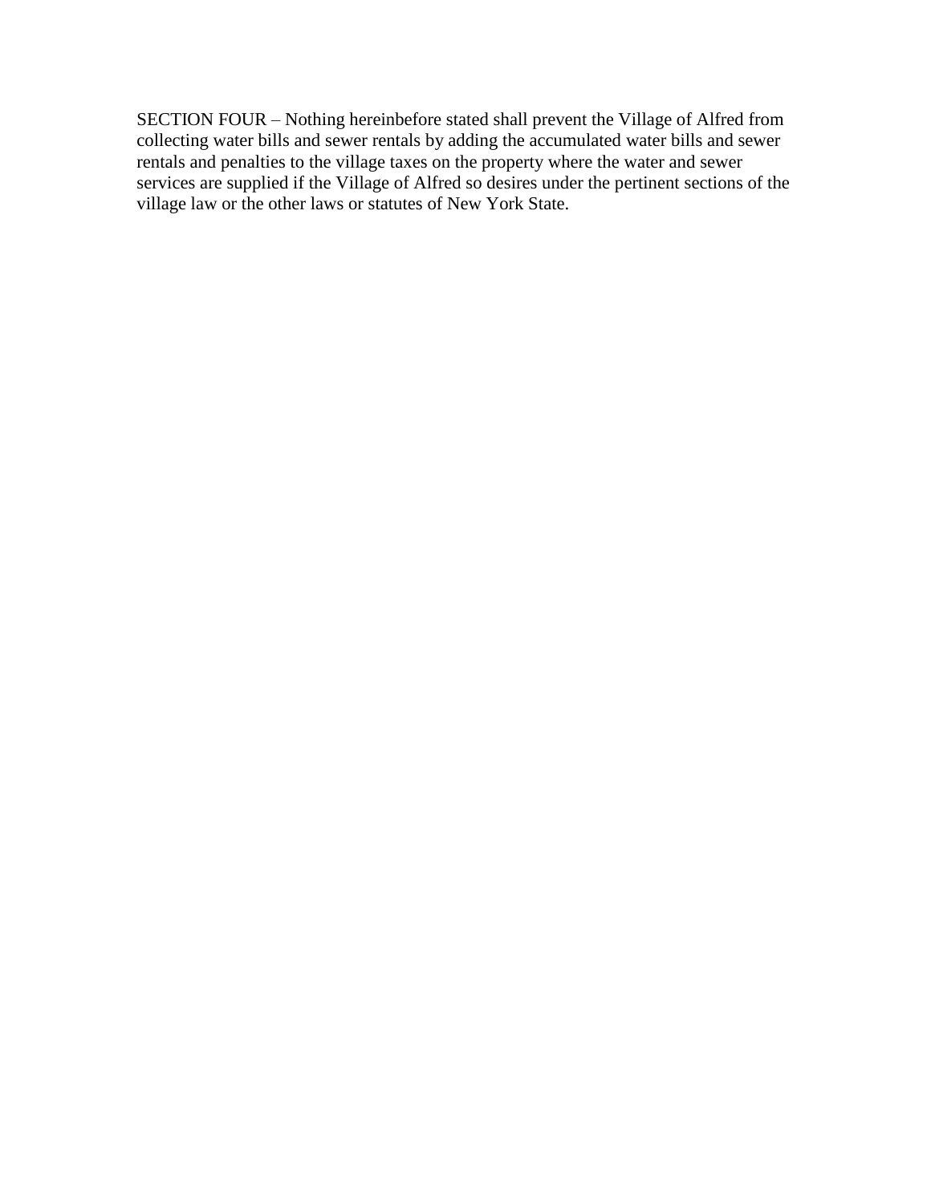SECTION FOUR – Nothing hereinbefore stated shall prevent the Village of Alfred from collecting water bills and sewer rentals by adding the accumulated water bills and sewer rentals and penalties to the village taxes on the property where the water and sewer services are supplied if the Village of Alfred so desires under the pertinent sections of the village law or the other laws or statutes of New York State.